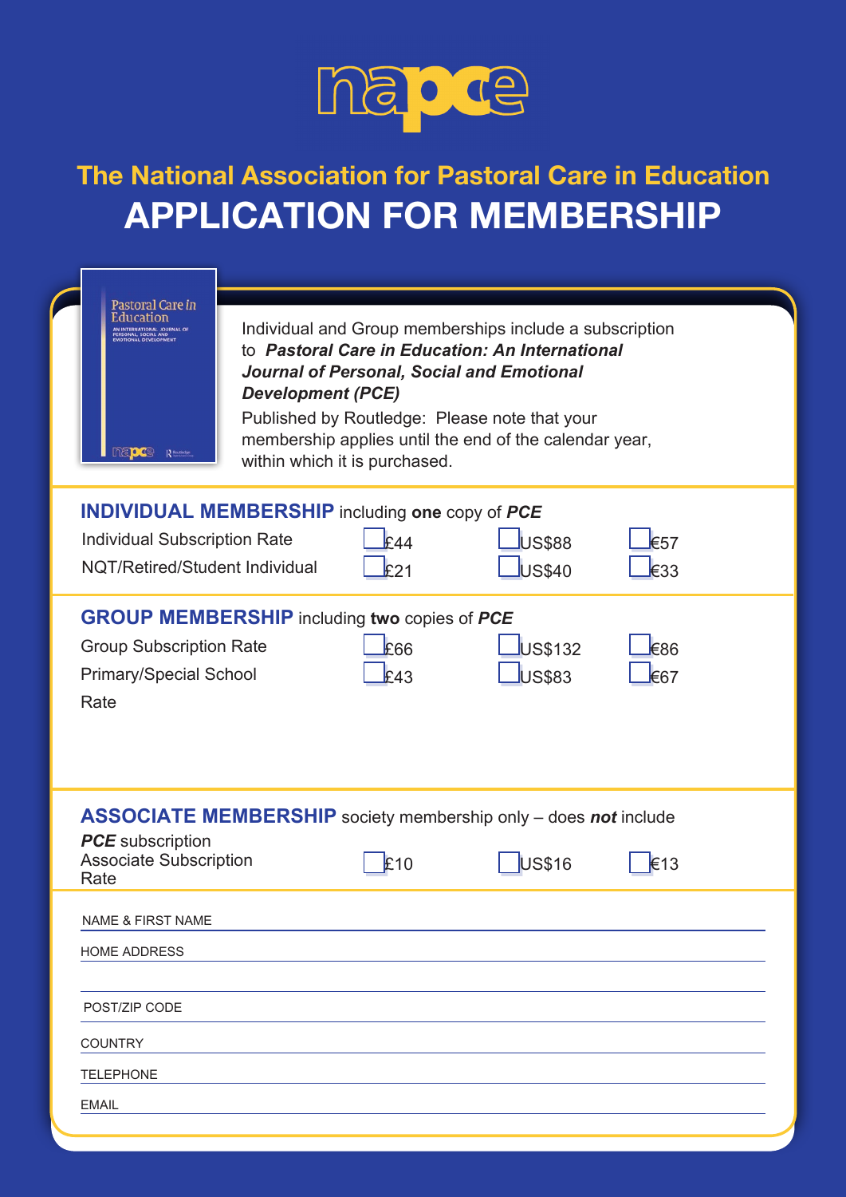# The National Association for Pastoral Care in Education

# APPLICATION FOR MEMBERSHIP

Individual and Group memberships include a subscription to ***Pastoral Care in Education: An International Journal of Personal, Social and Emotional Development (PCE)***

Published by Routledge: Please note that your membership applies until the end of the calendar year, within which it is purchased.

## INDIVIDUAL MEMBERSHIP including **one** copy of ***PCE***

| | | | |
|---|---|---|---|
| Individual Subscription Rate | ☐ £44 | ☐ US$88 | ☐ €57 |
| NQT/Retired/Student Individual | ☐ £21 | ☐ US$40 | ☐ €33 |

## GROUP MEMBERSHIP including **two** copies of ***PCE***

| | | | |
|---|---|---|---|
| Group Subscription Rate | ☐ £66 | ☐ US$132 | ☐ €86 |
| Primary/Special School Rate | ☐ £43 | ☐ US$83 | ☐ €67 |

## ASSOCIATE MEMBERSHIP society membership only – does ***not*** include ***PCE*** subscription

| | | | |
|---|---|---|---|
| Associate Subscription Rate | ☐ £10 | ☐ US$16 | ☐ €13 |

NAME & FIRST NAME ______________________________

HOME ADDRESS ______________________________

______________________________

POST/ZIP CODE ______________________________

COUNTRY ______________________________

TELEPHONE ______________________________

EMAIL ______________________________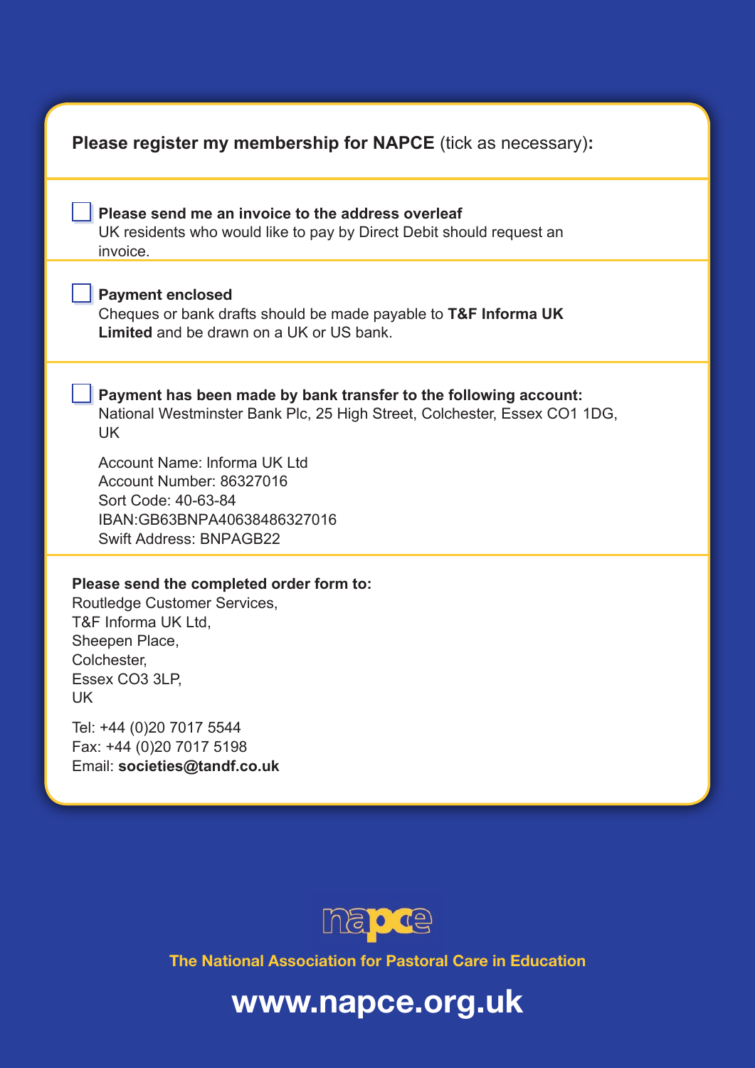**Please register my membership for NAPCE** (tick as necessary)**:**

☐ **Please send me an invoice to the address overleaf**
UK residents who would like to pay by Direct Debit should request an invoice.

☐ **Payment enclosed**
Cheques or bank drafts should be made payable to **T&F Informa UK Limited** and be drawn on a UK or US bank.

☐ **Payment has been made by bank transfer to the following account:**
National Westminster Bank Plc, 25 High Street, Colchester, Essex CO1 1DG, UK

Account Name: Informa UK Ltd
Account Number: 86327016
Sort Code: 40-63-84
IBAN:GB63BNPA40638486327016
Swift Address: BNPAGB22

**Please send the completed order form to:**
Routledge Customer Services,
T&F Informa UK Ltd,
Sheepen Place,
Colchester,
Essex CO3 3LP,
UK

Tel: +44 (0)20 7017 5544
Fax: +44 (0)20 7017 5198
Email: **societies@tandf.co.uk**

napce

**The National Association for Pastoral Care in Education**

**www.napce.org.uk**